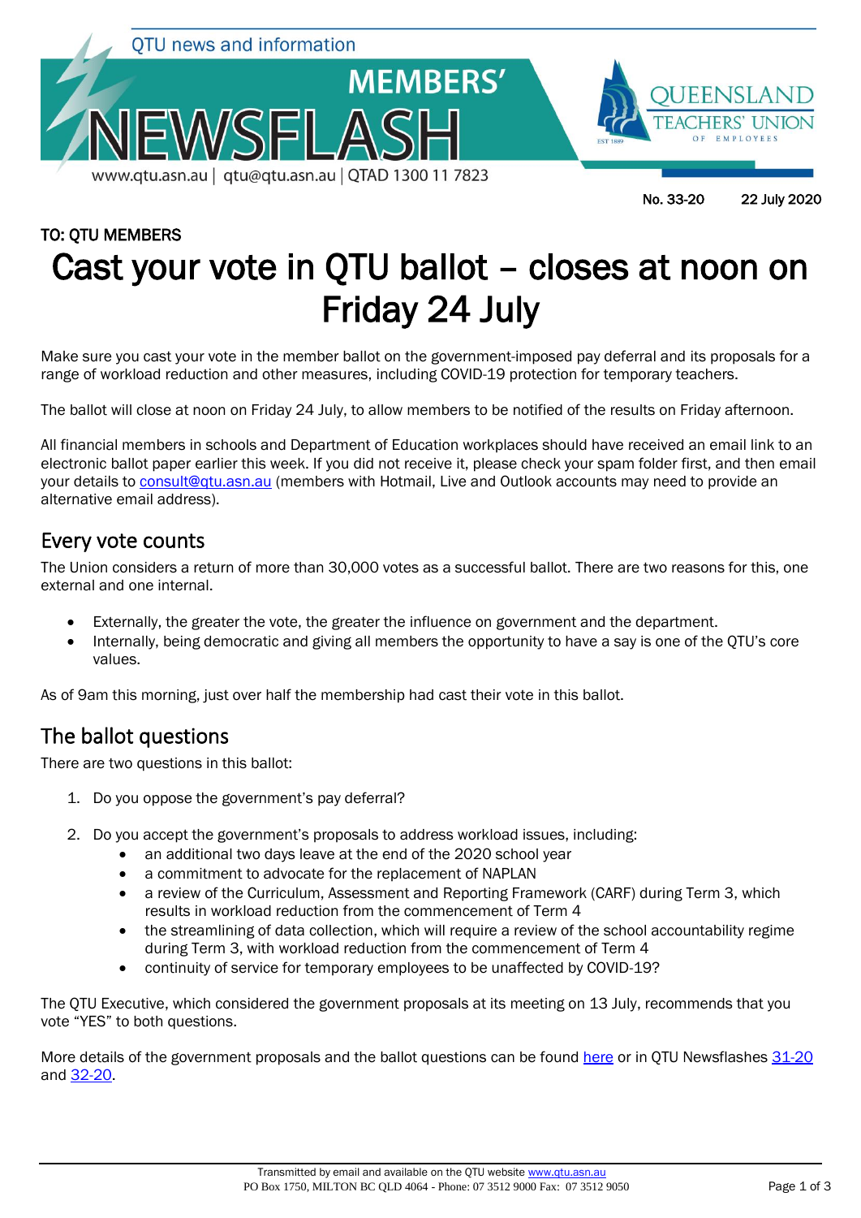QTU news and information

# MEMBERS' NEWSFLASH

www.qtu.asn.au | qtu@qtu.asn.au | QTAD 1300 11 7823

QUEENSLAND TEACHERS' UNION OF EMPLOYEES

No. 33-20 22 July 2020

**TO: QTU MEMBERS**

# Cast your vote in QTU ballot – closes at noon on Friday 24 July

Make sure you cast your vote in the member ballot on the government-imposed pay deferral and its proposals for a range of workload reduction and other measures, including COVID-19 protection for temporary teachers.

The ballot will close at noon on Friday 24 July, to allow members to be notified of the results on Friday afternoon.

All financial members in schools and Department of Education workplaces should have received an email link to an electronic ballot paper earlier this week. If you did not receive it, please check your spam folder first, and then email your details to consult@qtu.asn.au (members with Hotmail, Live and Outlook accounts may need to provide an alternative email address).

## Every vote counts

The Union considers a return of more than 30,000 votes as a successful ballot. There are two reasons for this, one external and one internal.

- Externally, the greater the vote, the greater the influence on government and the department.
- Internally, being democratic and giving all members the opportunity to have a say is one of the QTU's core values.

As of 9am this morning, just over half the membership had cast their vote in this ballot.

## The ballot questions

There are two questions in this ballot:

1. Do you oppose the government's pay deferral?

2. Do you accept the government's proposals to address workload issues, including:
   - an additional two days leave at the end of the 2020 school year
   - a commitment to advocate for the replacement of NAPLAN
   - a review of the Curriculum, Assessment and Reporting Framework (CARF) during Term 3, which results in workload reduction from the commencement of Term 4
   - the streamlining of data collection, which will require a review of the school accountability regime during Term 3, with workload reduction from the commencement of Term 4
   - continuity of service for temporary employees to be unaffected by COVID-19?

The QTU Executive, which considered the government proposals at its meeting on 13 July, recommends that you vote "YES" to both questions.

More details of the government proposals and the ballot questions can be found here or in QTU Newsflashes 31-20 and 32-20.

Transmitted by email and available on the QTU website www.qtu.asn.au
PO Box 1750, MILTON BC QLD 4064 - Phone: 07 3512 9000 Fax: 07 3512 9050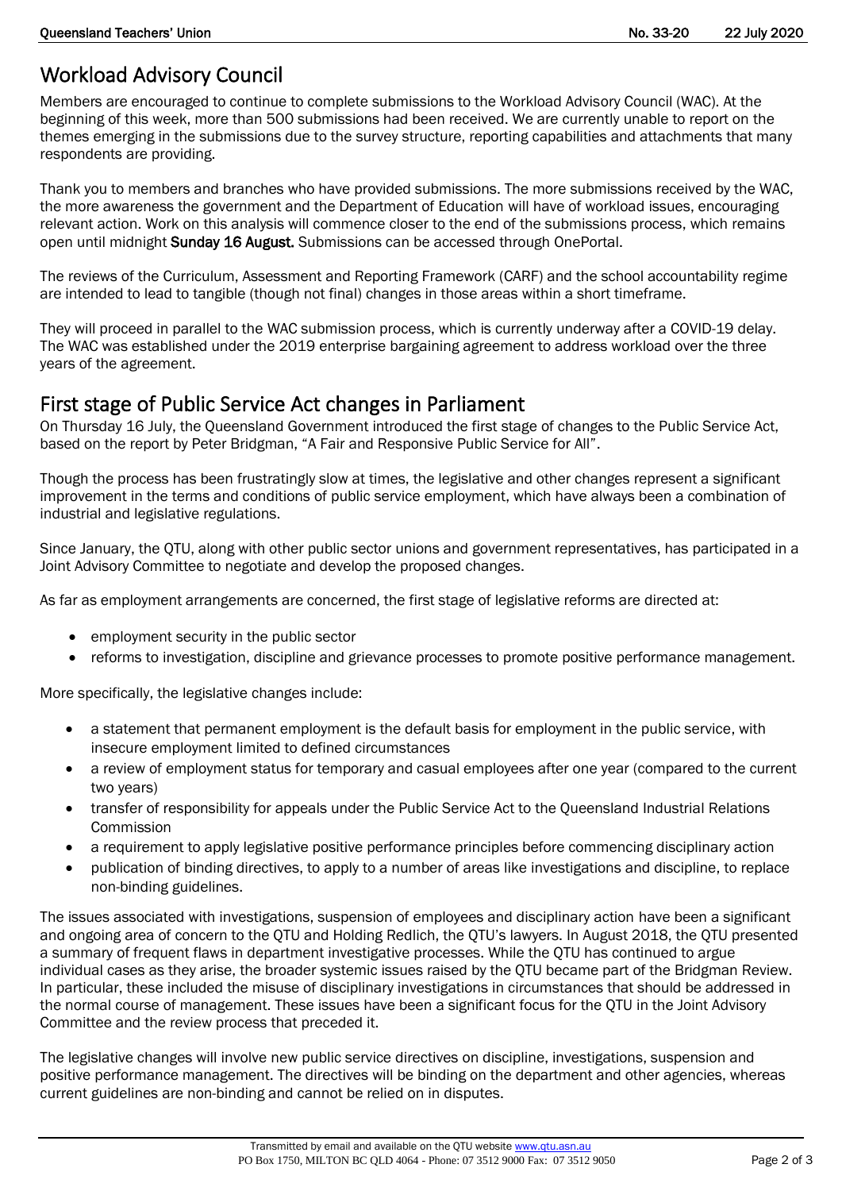## Workload Advisory Council

Members are encouraged to continue to complete submissions to the Workload Advisory Council (WAC). At the beginning of this week, more than 500 submissions had been received. We are currently unable to report on the themes emerging in the submissions due to the survey structure, reporting capabilities and attachments that many respondents are providing.

Thank you to members and branches who have provided submissions. The more submissions received by the WAC, the more awareness the government and the Department of Education will have of workload issues, encouraging relevant action. Work on this analysis will commence closer to the end of the submissions process, which remains open until midnight **Sunday 16 August.** Submissions can be accessed through OnePortal.

The reviews of the Curriculum, Assessment and Reporting Framework (CARF) and the school accountability regime are intended to lead to tangible (though not final) changes in those areas within a short timeframe.

They will proceed in parallel to the WAC submission process, which is currently underway after a COVID-19 delay. The WAC was established under the 2019 enterprise bargaining agreement to address workload over the three years of the agreement.

## First stage of Public Service Act changes in Parliament

On Thursday 16 July, the Queensland Government introduced the first stage of changes to the Public Service Act, based on the report by Peter Bridgman, "A Fair and Responsive Public Service for All".

Though the process has been frustratingly slow at times, the legislative and other changes represent a significant improvement in the terms and conditions of public service employment, which have always been a combination of industrial and legislative regulations.

Since January, the QTU, along with other public sector unions and government representatives, has participated in a Joint Advisory Committee to negotiate and develop the proposed changes.

As far as employment arrangements are concerned, the first stage of legislative reforms are directed at:

- employment security in the public sector
- reforms to investigation, discipline and grievance processes to promote positive performance management.

More specifically, the legislative changes include:

- a statement that permanent employment is the default basis for employment in the public service, with insecure employment limited to defined circumstances
- a review of employment status for temporary and casual employees after one year (compared to the current two years)
- transfer of responsibility for appeals under the Public Service Act to the Queensland Industrial Relations Commission
- a requirement to apply legislative positive performance principles before commencing disciplinary action
- publication of binding directives, to apply to a number of areas like investigations and discipline, to replace non-binding guidelines.

The issues associated with investigations, suspension of employees and disciplinary action have been a significant and ongoing area of concern to the QTU and Holding Redlich, the QTU's lawyers. In August 2018, the QTU presented a summary of frequent flaws in department investigative processes. While the QTU has continued to argue individual cases as they arise, the broader systemic issues raised by the QTU became part of the Bridgman Review. In particular, these included the misuse of disciplinary investigations in circumstances that should be addressed in the normal course of management. These issues have been a significant focus for the QTU in the Joint Advisory Committee and the review process that preceded it.

The legislative changes will involve new public service directives on discipline, investigations, suspension and positive performance management. The directives will be binding on the department and other agencies, whereas current guidelines are non-binding and cannot be relied on in disputes.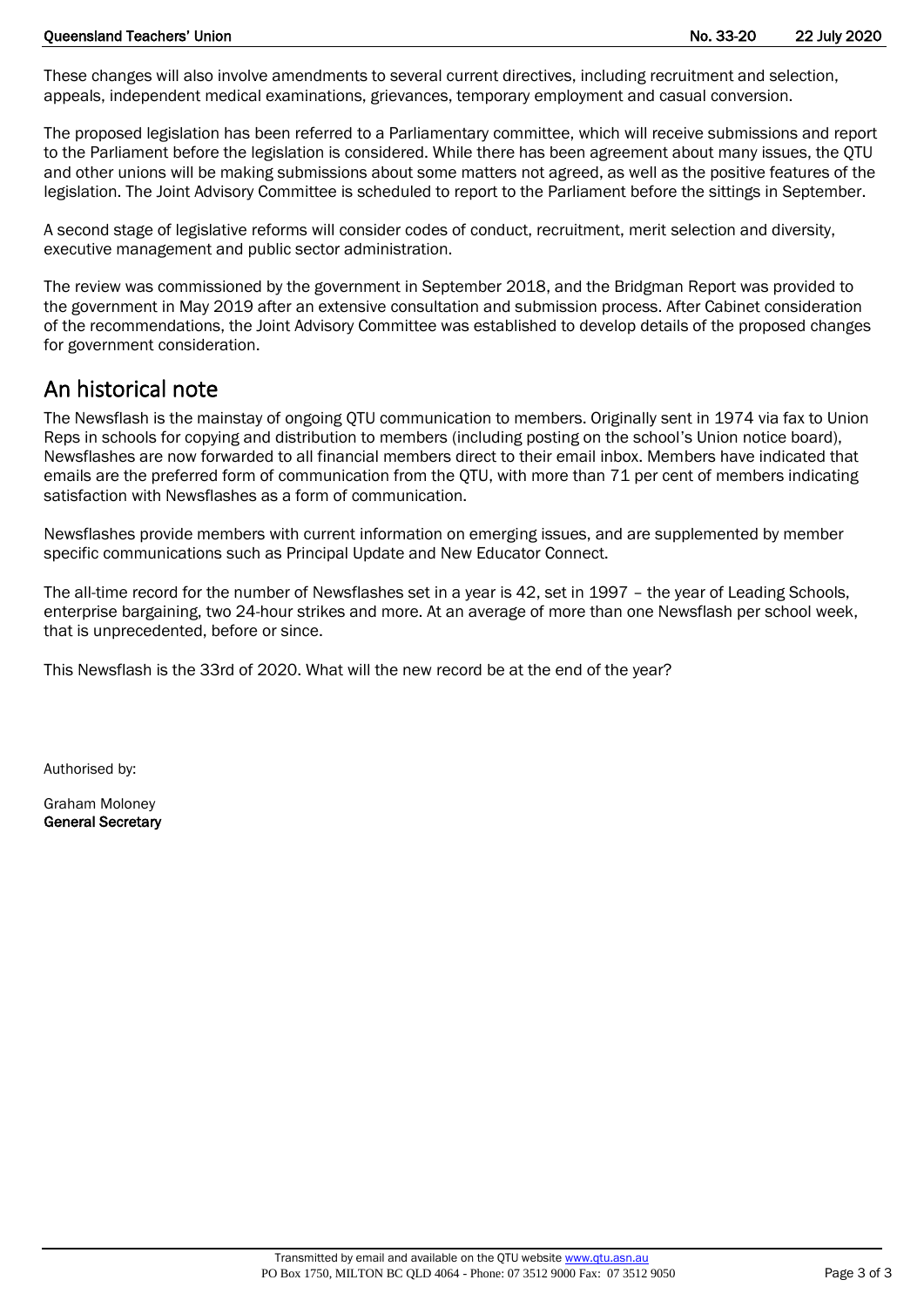These changes will also involve amendments to several current directives, including recruitment and selection, appeals, independent medical examinations, grievances, temporary employment and casual conversion.

The proposed legislation has been referred to a Parliamentary committee, which will receive submissions and report to the Parliament before the legislation is considered. While there has been agreement about many issues, the QTU and other unions will be making submissions about some matters not agreed, as well as the positive features of the legislation. The Joint Advisory Committee is scheduled to report to the Parliament before the sittings in September.

A second stage of legislative reforms will consider codes of conduct, recruitment, merit selection and diversity, executive management and public sector administration.

The review was commissioned by the government in September 2018, and the Bridgman Report was provided to the government in May 2019 after an extensive consultation and submission process. After Cabinet consideration of the recommendations, the Joint Advisory Committee was established to develop details of the proposed changes for government consideration.

## An historical note

The Newsflash is the mainstay of ongoing QTU communication to members. Originally sent in 1974 via fax to Union Reps in schools for copying and distribution to members (including posting on the school's Union notice board), Newsflashes are now forwarded to all financial members direct to their email inbox. Members have indicated that emails are the preferred form of communication from the QTU, with more than 71 per cent of members indicating satisfaction with Newsflashes as a form of communication.

Newsflashes provide members with current information on emerging issues, and are supplemented by member specific communications such as Principal Update and New Educator Connect.

The all-time record for the number of Newsflashes set in a year is 42, set in 1997 – the year of Leading Schools, enterprise bargaining, two 24-hour strikes and more. At an average of more than one Newsflash per school week, that is unprecedented, before or since.

This Newsflash is the 33rd of 2020. What will the new record be at the end of the year?

Authorised by:

Graham Moloney
**General Secretary**